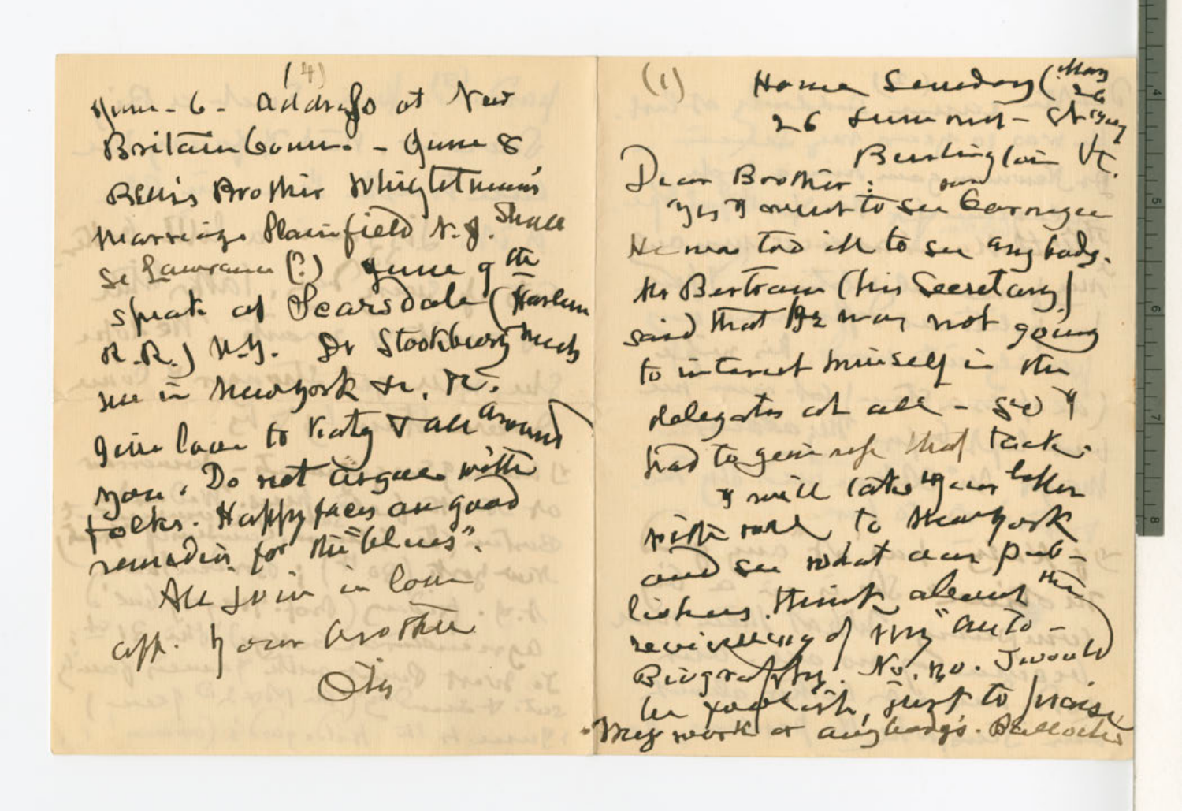(4)

June - 6 - address at New Britain Conn. - June 8 Bellis Brother Wrightsman's marriage Plainfield N. J. Shall see Lawrence (?) June 9th speak at Scarsdale (Harlem R.R.) N.Y. Dr Stockbury much see in New York &c. &c. Give love to Katy & all around you. Do not argue with folks. Happy faces are good remedies for the "blues".

All join in love

aff. your brother

Otis

(1) Home Sunday (May 26

26 Summit - Street

Burlington Vt.

Dear Brother:

Yes I went to see Carnegie He was too ill to see anybody. Mr Bertram (his Secretary) said that He was not going to interest himself in the delegates at all - so I had to give up that tack.

I will take your letter with me to New York and see what our publishers think about the reviewing of my "Auto-Biography". No, no. I would be foolish, just to praise my work or anybody's. Bullock's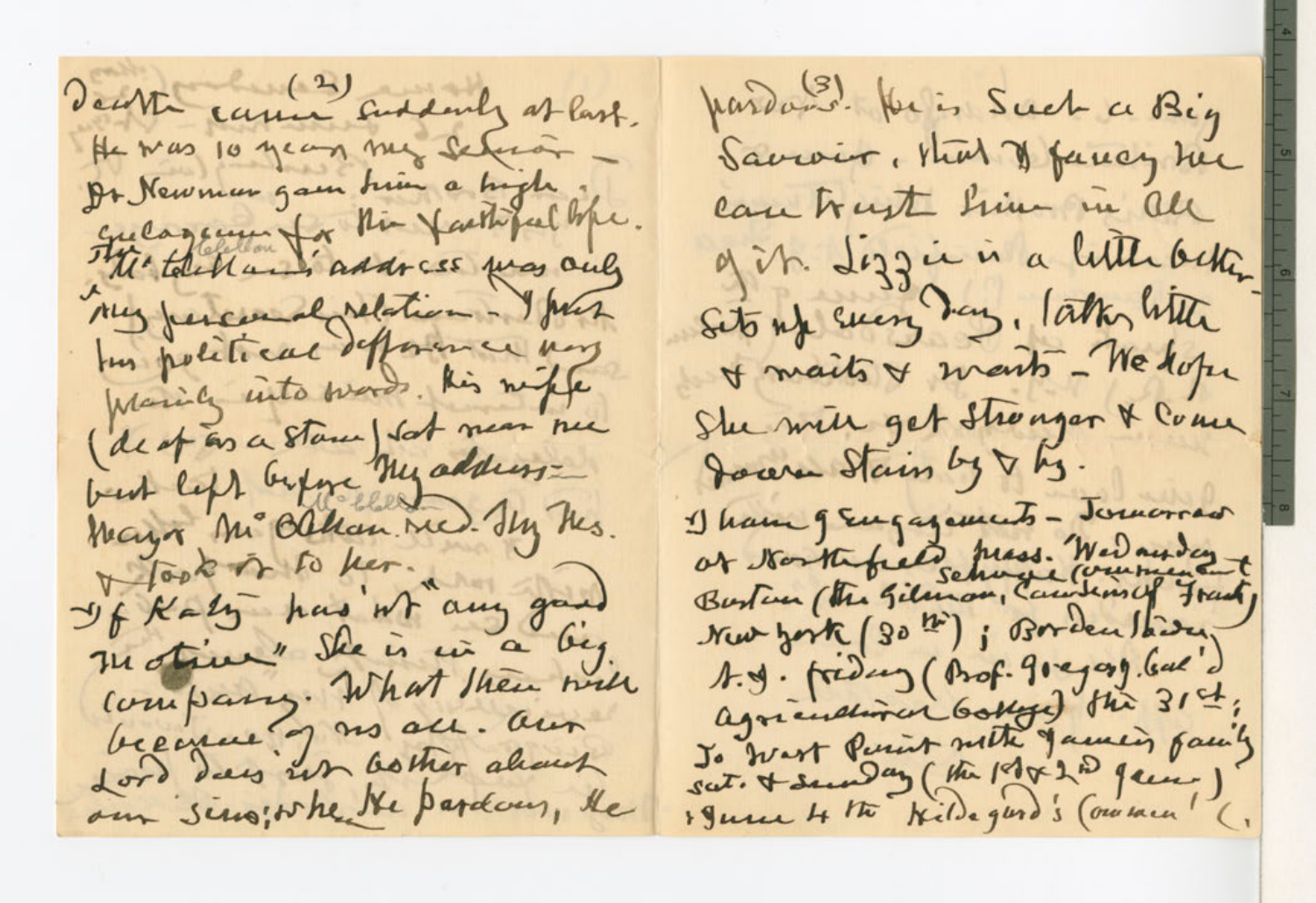(2)

death came suddenly at last. He was 10 years my Senior – Dr Newman gave him a high eulogium for his faithful life. Mr. McClellan's address was only my personal relation – I put his political difference very plainly into words. His wife (deaf as a stone) sat near me but left before my address – Mayor McClellan read Thy Kes. & took it to her.

"If Katy" has not "any good motives" she is in a big company. What then will become of us all. Our Lord does not bother about our sins; when He pardons, He

(3)

pardons. He is such a Big Saviour, that I fancy we can trust him in all of it. Lizzie is a little better – sits up every day, talks little & waits & waits – We hope she will get stronger & come down stairs by & by.

I have 9 engagements – Tomorrow at Northfield Mass. Wednesday Boston (the Gilman School commencement) New York (30th); Borden's Lidey N.J. – Friday (Prof. Gregory Cal'd Agricultural College) the 31st; To West Point with James family Sat. & Sunday (the 1st & 2nd June) & June 4 the Hildegard's Commen'(.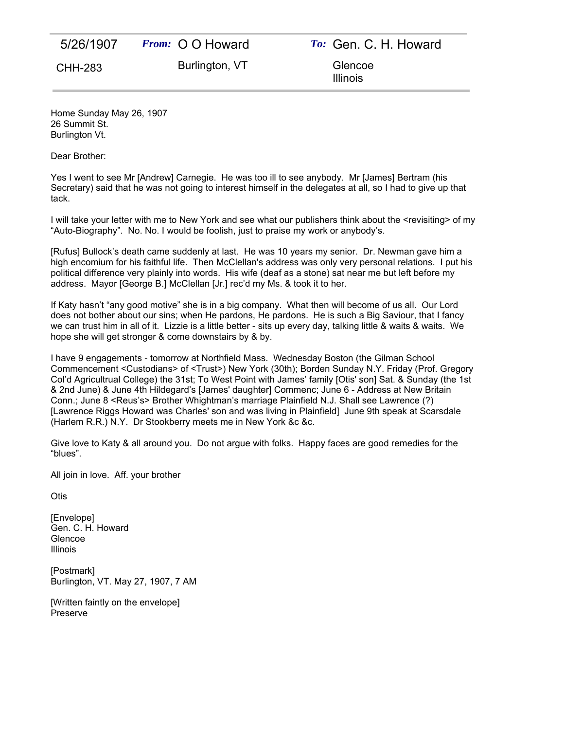| 5/26/1907 | *From:* O O Howard | *To:* Gen. C. H. Howard |
|---|---|---|
| CHH-283 | Burlington, VT | Glencoe Illinois |

Home Sunday May 26, 1907
26 Summit St.
Burlington Vt.

Dear Brother:

Yes I went to see Mr [Andrew] Carnegie. He was too ill to see anybody. Mr [James] Bertram (his Secretary) said that he was not going to interest himself in the delegates at all, so I had to give up that tack.

I will take your letter with me to New York and see what our publishers think about the <revisiting> of my "Auto-Biography". No. No. I would be foolish, just to praise my work or anybody's.

[Rufus] Bullock's death came suddenly at last. He was 10 years my senior. Dr. Newman gave him a high encomium for his faithful life. Then McClellan's address was only very personal relations. I put his political difference very plainly into words. His wife (deaf as a stone) sat near me but left before my address. Mayor [George B.] McClellan [Jr.] rec'd my Ms. & took it to her.

If Katy hasn't "any good motive" she is in a big company. What then will become of us all. Our Lord does not bother about our sins; when He pardons, He pardons. He is such a Big Saviour, that I fancy we can trust him in all of it. Lizzie is a little better - sits up every day, talking little & waits & waits. We hope she will get stronger & come downstairs by & by.

I have 9 engagements - tomorrow at Northfield Mass. Wednesday Boston (the Gilman School Commencement <Custodians> of <Trust>) New York (30th); Borden Sunday N.Y. Friday (Prof. Gregory Col'd Agricultrual College) the 31st; To West Point with James' family [Otis' son] Sat. & Sunday (the 1st & 2nd June) & June 4th Hildegard's [James' daughter] Commenc; June 6 - Address at New Britain Conn.; June 8 <Reus's> Brother Whightman's marriage Plainfield N.J. Shall see Lawrence (?) [Lawrence Riggs Howard was Charles' son and was living in Plainfield] June 9th speak at Scarsdale (Harlem R.R.) N.Y. Dr Stookberry meets me in New York &c &c.

Give love to Katy & all around you. Do not argue with folks. Happy faces are good remedies for the "blues".

All join in love. Aff. your brother

Otis

[Envelope]
Gen. C. H. Howard
Glencoe
Illinois

[Postmark]
Burlington, VT. May 27, 1907, 7 AM

[Written faintly on the envelope]
Preserve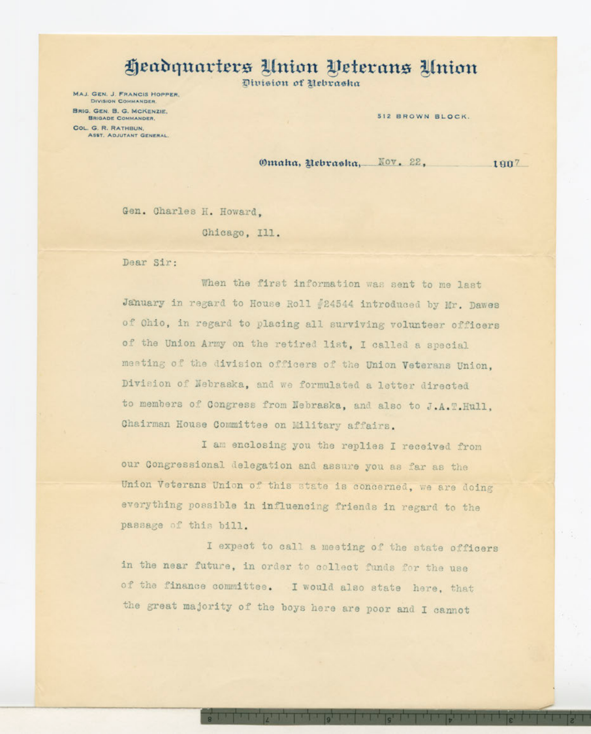# Headquarters Union Veterans Union

Division of Nebraska

MAJ. GEN. J. FRANCIS HOPPER,
DIVISION COMMANDER.

BRIG. GEN. B. G. MCKENZIE,
BRIGADE COMMANDER.

COL. G. R. RATHBUN,
ASST. ADJUTANT GENERAL.

512 BROWN BLOCK.

Omaha, Nebraska, Nov. 22, 1907

Gen. Charles H. Howard,

Chicago, Ill.

Dear Sir:

When the first information was sent to me last January in regard to House Roll #24544 introduced by Mr. Dawes of Ohio, in regard to placing all surviving volunteer officers of the Union Army on the retired list, I called a special meeting of the division officers of the Union Veterans Union, Division of Nebraska, and we formulated a letter directed to members of Congress from Nebraska, and also to J.A.T.Hull, Chairman House Committee on Military affairs.

I am enclosing you the replies I received from our Congressional delegation and assure you as far as the Union Veterans Union of this state is concerned, we are doing everything possible in influencing friends in regard to the passage of this bill.

I expect to call a meeting of the state officers in the near future, in order to collect funds for the use of the finance committee. I would also state here, that the great majority of the boys here are poor and I cannot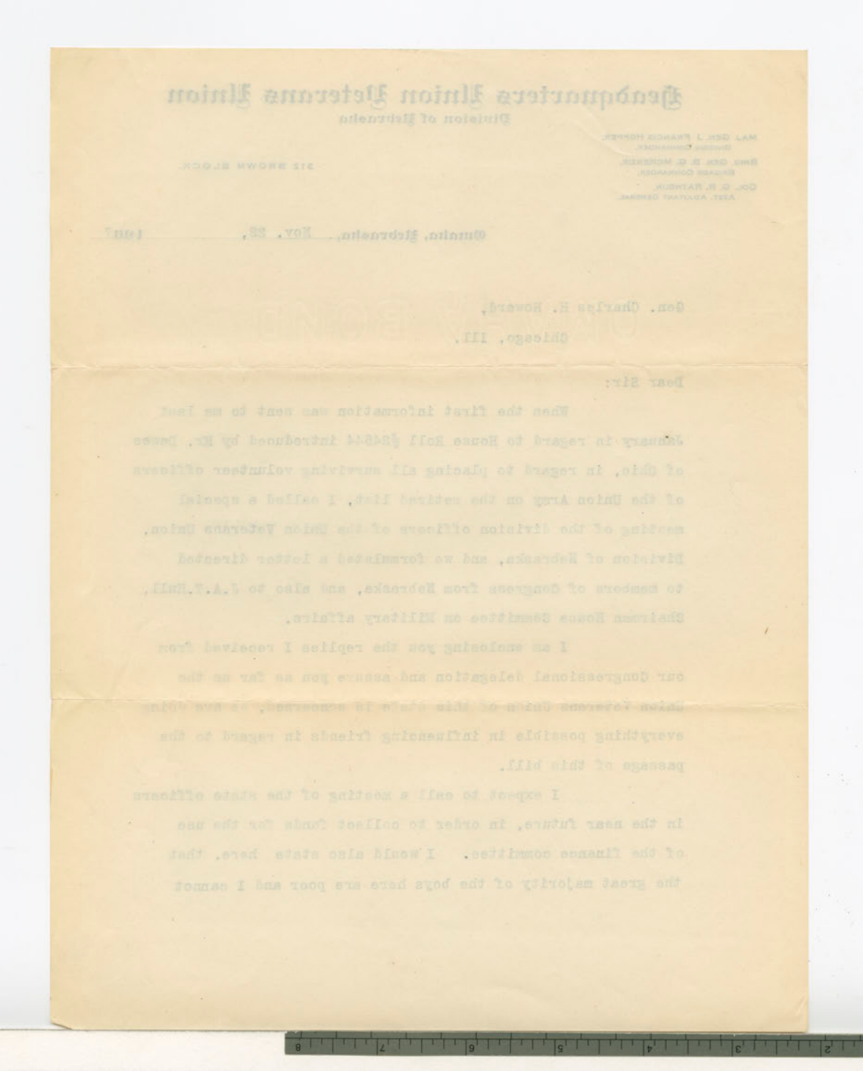# Headquarters Union Veterans Union

Division of Nebraska

MAJ. GEN. J. FRANCIS HOPPER,
Division Commander.

BRIG. GEN. B. G. McKENZIE,
Brigade Commander.

COL. G. R. RATHBUN,
Asst. Adjutant General.

312 BROWN BLOCK.

Omaha, Nebraska, Nov. 22, 190

Gen. Charles H. Howard,

Chicago, Ill.

Dear Sir:

When the first information was sent to me last January in regard to House Roll #24544 introduced by Mr. Dawes of Ohio, in regard to placing all surviving volunteer officers of the Union Army on the retired list, I called a special meeting of the division officers of the Union Veterans Union, Division of Nebraska, and we formulated a letter directed to members of Congress from Nebraska, and also to J.A.T.Hull, Chairman House Committee on Military affairs.

I am enclosing you the replies I received from our Congressional delegation and assure you as far as the Union Veterans Union of this state is concerned, we are doing everything possible in influencing friends in regard to the passage of this bill.

I expect to call a meeting of the state officers in the near future, in order to collect funds for the use of the finance committee. I would also state here, that the great majority of the boys here are poor and I cannot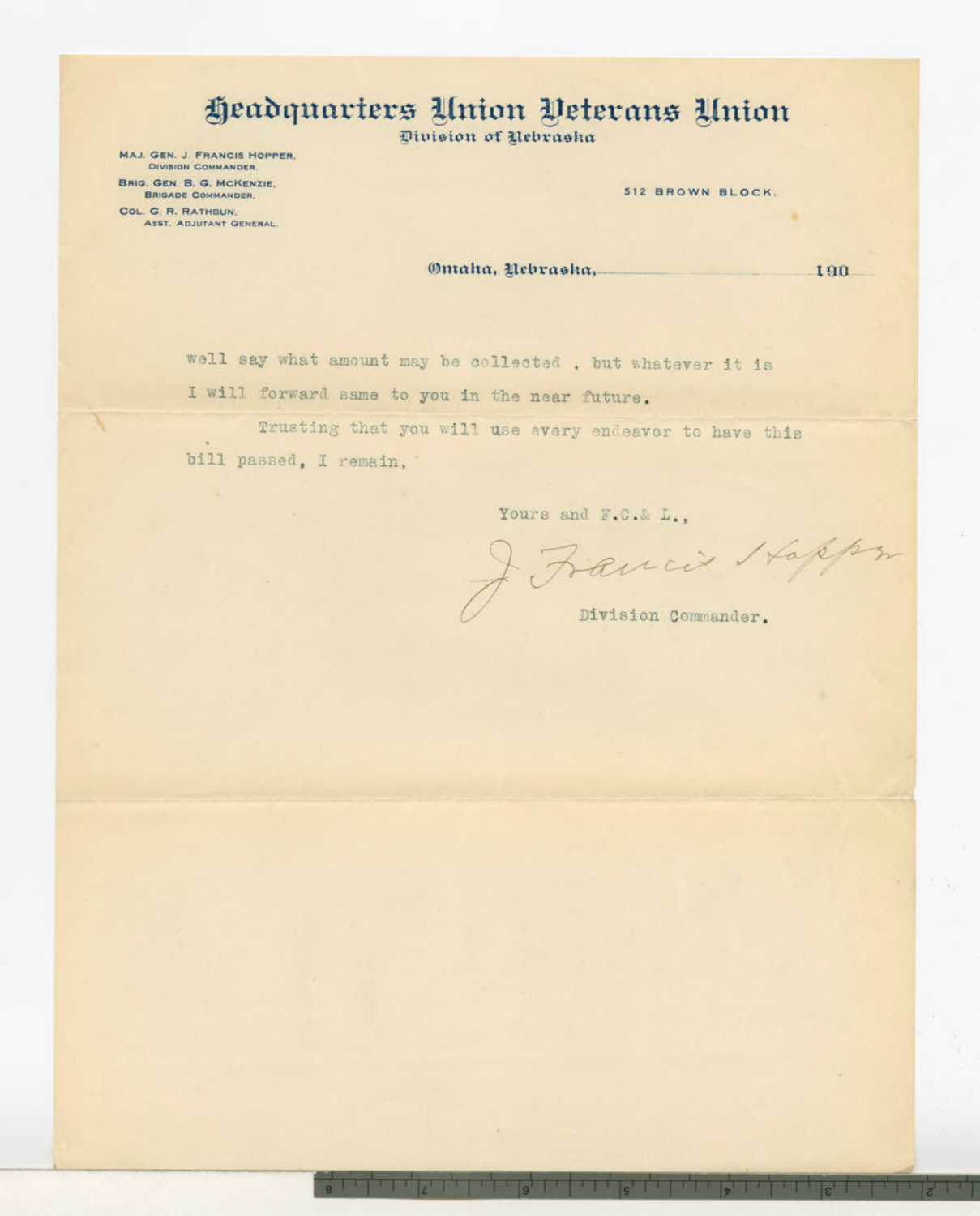# Headquarters Union Veterans Union

Division of Nebraska

MAJ. GEN. J. FRANCIS HOPPER,
DIVISION COMMANDER.

BRIG. GEN. B. G. MCKENZIE,
BRIGADE COMMANDER.

COL. G. R. RATHBUN,
ASST. ADJUTANT GENERAL.

512 BROWN BLOCK.

Omaha, Nebraska, ______________ 190

well say what amount may be collected , but whatever it is I will forward same to you in the near future.

Trusting that you will use every endeavor to have this bill passed, I remain,

Yours and F.C.& L.,

J. Francis Hopper

Division Commander.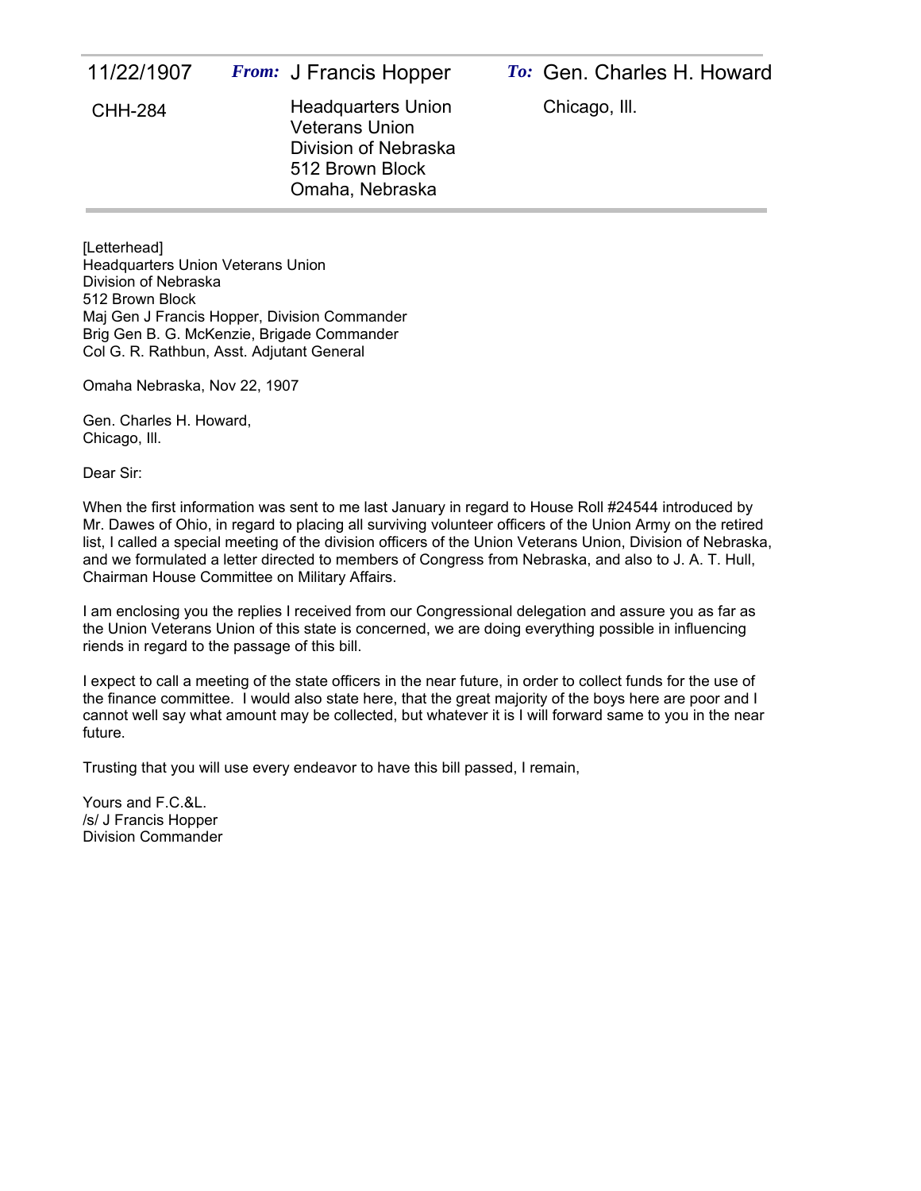| 11/22/1907 | *From:* J Francis Hopper | *To:* Gen. Charles H. Howard |
| --- | --- | --- |
| CHH-284 | Headquarters Union Veterans Union Division of Nebraska 512 Brown Block Omaha, Nebraska | Chicago, Ill. |

[Letterhead]
Headquarters Union Veterans Union
Division of Nebraska
512 Brown Block
Maj Gen J Francis Hopper, Division Commander
Brig Gen B. G. McKenzie, Brigade Commander
Col G. R. Rathbun, Asst. Adjutant General

Omaha Nebraska, Nov 22, 1907

Gen. Charles H. Howard,
Chicago, Ill.

Dear Sir:

When the first information was sent to me last January in regard to House Roll #24544 introduced by Mr. Dawes of Ohio, in regard to placing all surviving volunteer officers of the Union Army on the retired list, I called a special meeting of the division officers of the Union Veterans Union, Division of Nebraska, and we formulated a letter directed to members of Congress from Nebraska, and also to J. A. T. Hull, Chairman House Committee on Military Affairs.

I am enclosing you the replies I received from our Congressional delegation and assure you as far as the Union Veterans Union of this state is concerned, we are doing everything possible in influencing riends in regard to the passage of this bill.

I expect to call a meeting of the state officers in the near future, in order to collect funds for the use of the finance committee. I would also state here, that the great majority of the boys here are poor and I cannot well say what amount may be collected, but whatever it is I will forward same to you in the near future.

Trusting that you will use every endeavor to have this bill passed, I remain,

Yours and F.C.&L.
/s/ J Francis Hopper
Division Commander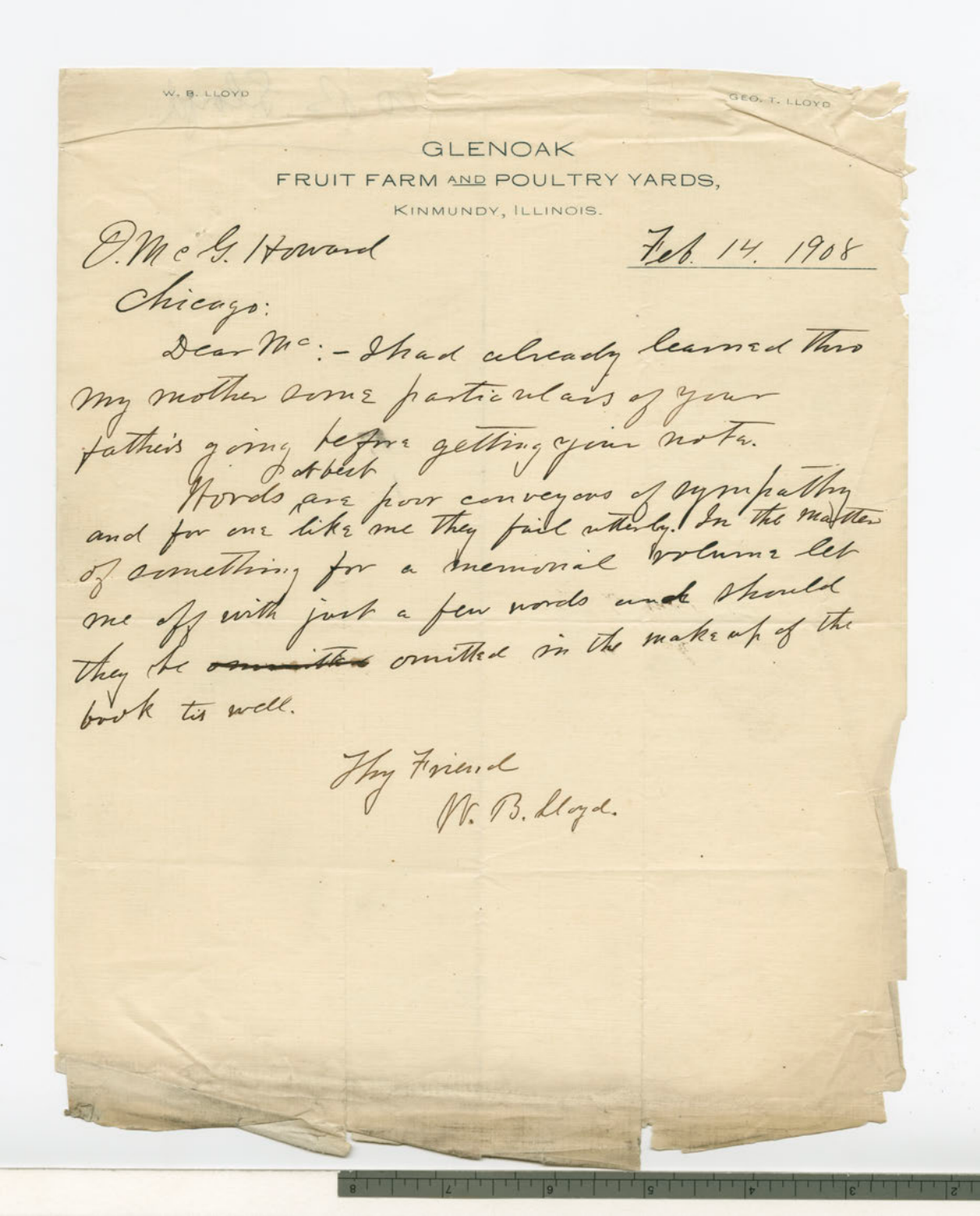W. B. LLOYD

GEO. T. LLOYD

# GLENOAK
## FRUIT FARM AND POULTRY YARDS,
KINMUNDY, ILLINOIS.

O. McG. Howard

Chicago:

Feb. 14. 1908

Dear Mc:- I had already learned thro my mother some particulars of your father's going before getting your note.

Words at best are poor conveyors of sympathy and for one like me they fail utterly. In the matter of something for a memorial volume let me off with just a few words and should they be ~~omitted~~ omitted in the makeup of the book tis well.

Thy Friend
W. B. Lloyd.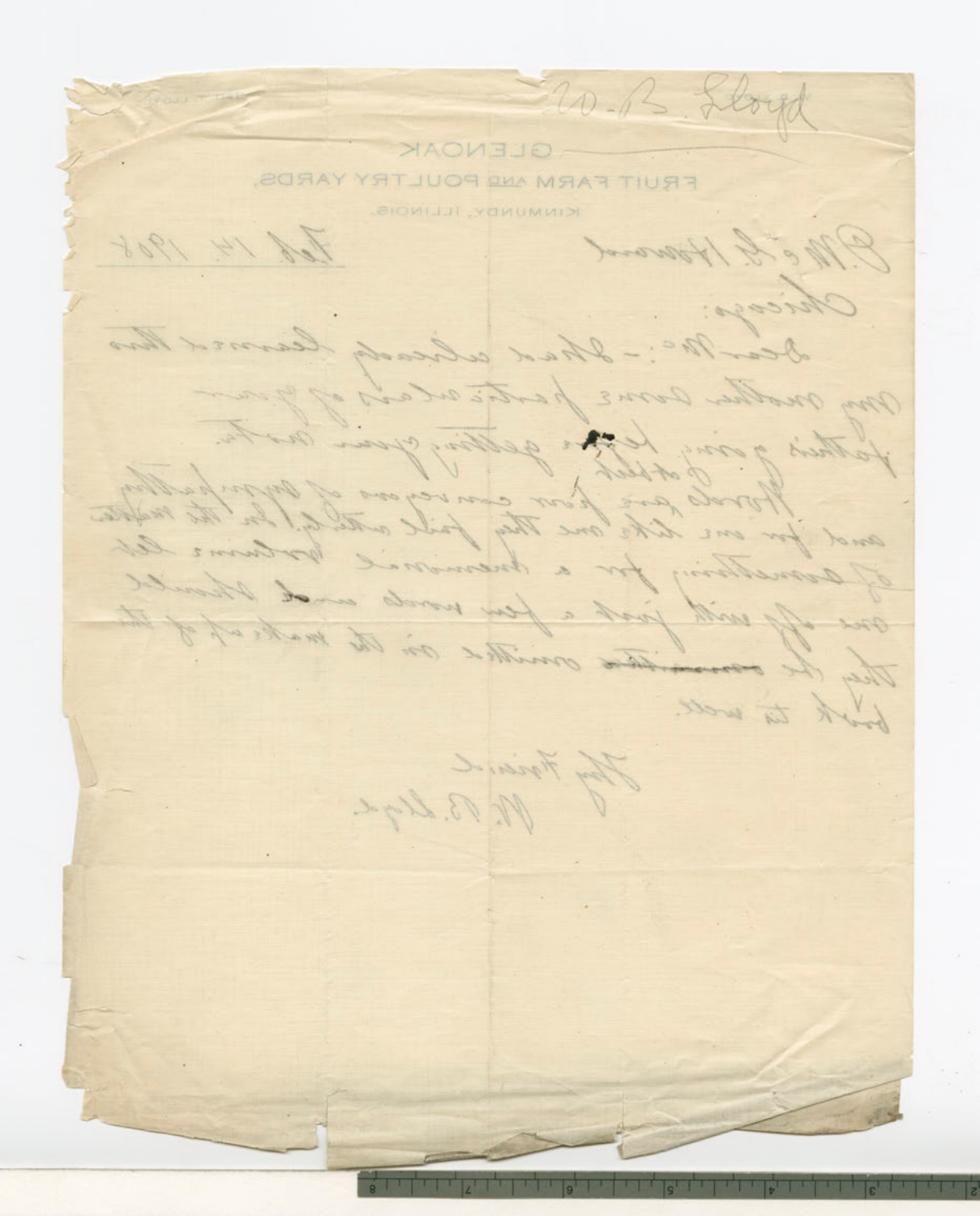W. B. Lloyd

GLENOAK

FRUIT FARM AND POULTRY YARDS,

KINMUNDY, ILLINOIS.

Feb 14 1908

Mr. E. J. Howard

Chicago:

Dear Mr:- Have already learned thru my mother some particulars of your father's work; hope getting your data.

Herewith are four copies of paper, and for one like one they paid me for the ... of something for a ... one off with just a few words and should they be ... omitted in the ... to write.

Very Sincerely

W. B. Lloyd.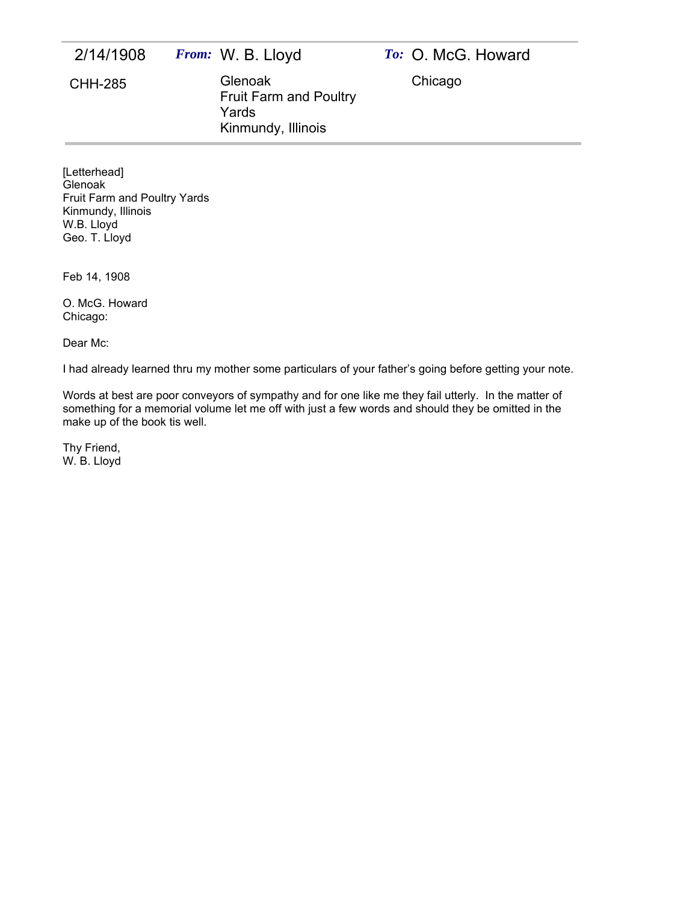| 2/14/1908 | *From:* W. B. Lloyd | *To:* O. McG. Howard |
|---|---|---|
| CHH-285 | Glenoak<br>Fruit Farm and Poultry Yards<br>Kinmundy, Illinois | Chicago |

[Letterhead]
Glenoak
Fruit Farm and Poultry Yards
Kinmundy, Illinois
W.B. Lloyd
Geo. T. Lloyd

Feb 14, 1908

O. McG. Howard
Chicago:

Dear Mc:

I had already learned thru my mother some particulars of your father's going before getting your note.

Words at best are poor conveyors of sympathy and for one like me they fail utterly. In the matter of something for a memorial volume let me off with just a few words and should they be omitted in the make up of the book tis well.

Thy Friend,
W. B. Lloyd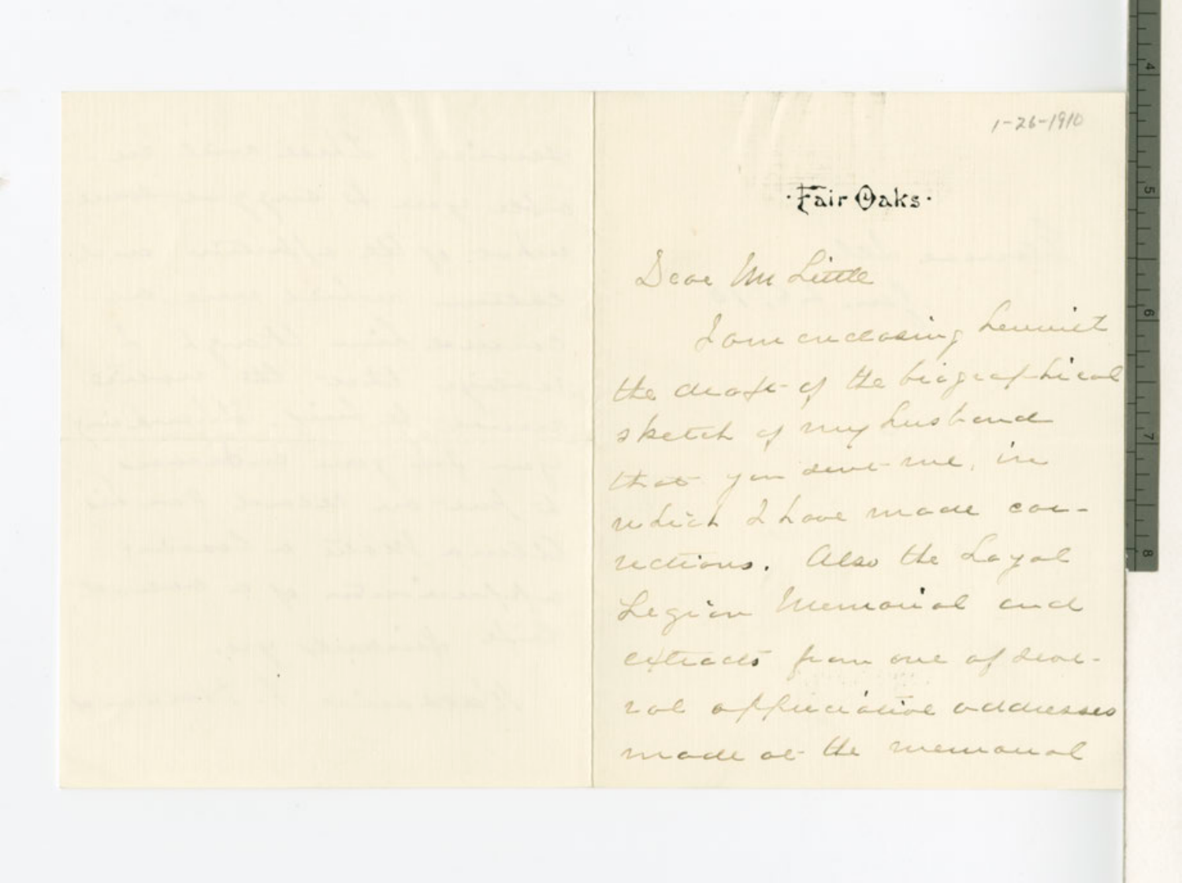1-26-1910

·Fair Oaks·

Dear Mr Little

I am enclosing herewith the draft of the biographical sketch of my husband that you sent me, in which I have made corrections. Also the Loyal Legion Memorial and extracts from one of several appreciative addresses made at the memorial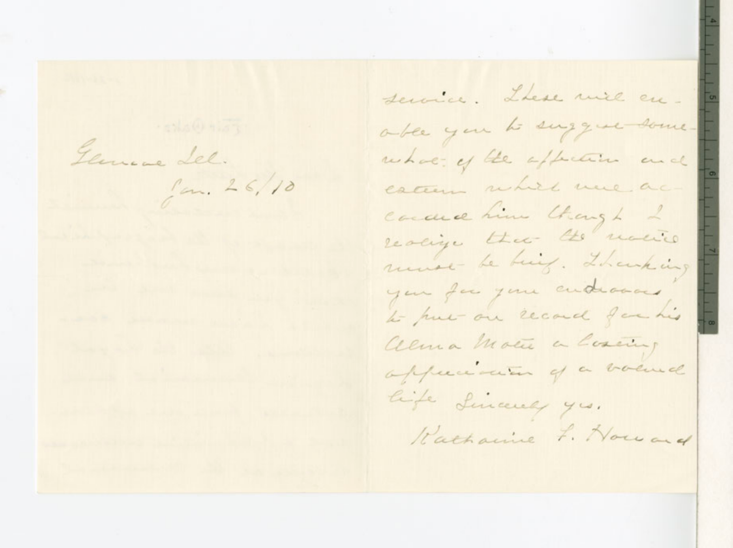Glencoe Ill.
Jan. 26/10

service. These will enable you to suggest somewhat of the affection and esteem which were accorded him though I realize that the notice must be brief. Thanking you for your endeavors to put on record for his Alma Mater a lasting appreciation of a valued life Sincerely yrs.

Katharine F. Howard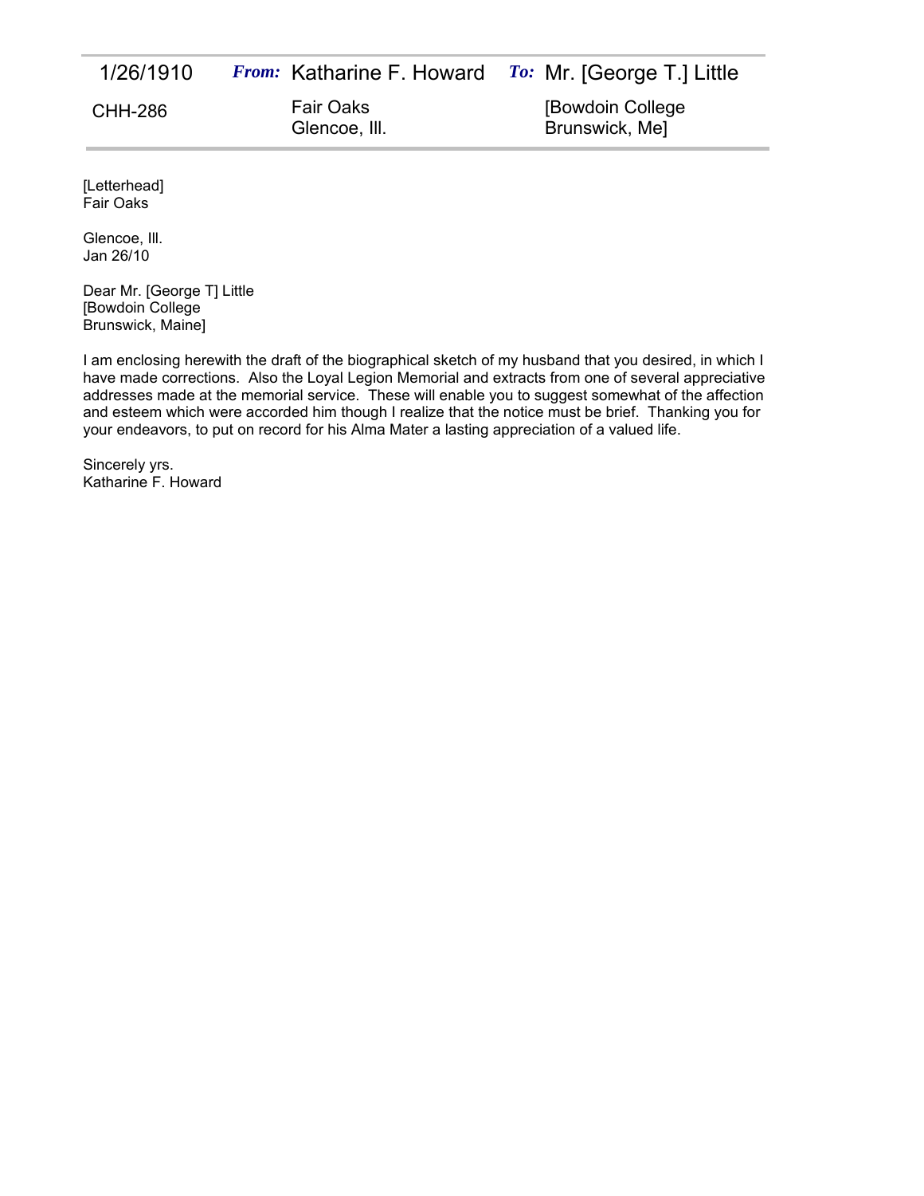| | | | | |
|---|---|---|---|---|
| 1/26/1910 | ***From:*** | Katharine F. Howard | ***To:*** | Mr. [George T.] Little |
| CHH-286 | | Fair Oaks<br>Glencoe, Ill. | | [Bowdoin College<br>Brunswick, Me] |

[Letterhead]
Fair Oaks

Glencoe, Ill.
Jan 26/10

Dear Mr. [George T] Little
[Bowdoin College
Brunswick, Maine]

I am enclosing herewith the draft of the biographical sketch of my husband that you desired, in which I have made corrections. Also the Loyal Legion Memorial and extracts from one of several appreciative addresses made at the memorial service. These will enable you to suggest somewhat of the affection and esteem which were accorded him though I realize that the notice must be brief. Thanking you for your endeavors, to put on record for his Alma Mater a lasting appreciation of a valued life.

Sincerely yrs.
Katharine F. Howard